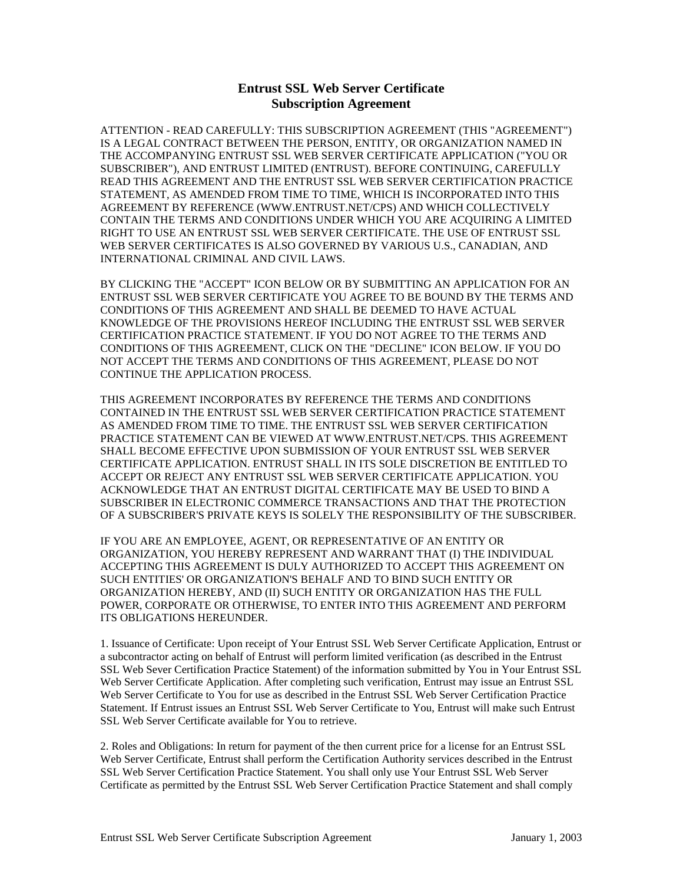# Entrust SSL Web Server Certificate Subscription Agreement

ATTENTION - READ CAREFULLY: THIS SUBSCRIPTION AGREEMENT (THIS "AGREEMENT") IS A LEGAL CONTRACT BETWEEN THE PERSON, ENTITY, OR ORGANIZATION NAMED IN THE ACCOMPANYING ENTRUST SSL WEB SERVER CERTIFICATE APPLICATION ("YOU OR SUBSCRIBER"), AND ENTRUST LIMITED (ENTRUST). BEFORE CONTINUING, CAREFULLY READ THIS AGREEMENT AND THE ENTRUST SSL WEB SERVER CERTIFICATION PRACTICE STATEMENT, AS AMENDED FROM TIME TO TIME, WHICH IS INCORPORATED INTO THIS AGREEMENT BY REFERENCE (WWW.ENTRUST.NET/CPS) AND WHICH COLLECTIVELY CONTAIN THE TERMS AND CONDITIONS UNDER WHICH YOU ARE ACQUIRING A LIMITED RIGHT TO USE AN ENTRUST SSL WEB SERVER CERTIFICATE. THE USE OF ENTRUST SSL WEB SERVER CERTIFICATES IS ALSO GOVERNED BY VARIOUS U.S., CANADIAN, AND INTERNATIONAL CRIMINAL AND CIVIL LAWS.

BY CLICKING THE "ACCEPT" ICON BELOW OR BY SUBMITTING AN APPLICATION FOR AN ENTRUST SSL WEB SERVER CERTIFICATE YOU AGREE TO BE BOUND BY THE TERMS AND CONDITIONS OF THIS AGREEMENT AND SHALL BE DEEMED TO HAVE ACTUAL KNOWLEDGE OF THE PROVISIONS HEREOF INCLUDING THE ENTRUST SSL WEB SERVER CERTIFICATION PRACTICE STATEMENT. IF YOU DO NOT AGREE TO THE TERMS AND CONDITIONS OF THIS AGREEMENT, CLICK ON THE "DECLINE" ICON BELOW. IF YOU DO NOT ACCEPT THE TERMS AND CONDITIONS OF THIS AGREEMENT, PLEASE DO NOT CONTINUE THE APPLICATION PROCESS.

THIS AGREEMENT INCORPORATES BY REFERENCE THE TERMS AND CONDITIONS CONTAINED IN THE ENTRUST SSL WEB SERVER CERTIFICATION PRACTICE STATEMENT AS AMENDED FROM TIME TO TIME. THE ENTRUST SSL WEB SERVER CERTIFICATION PRACTICE STATEMENT CAN BE VIEWED AT WWW.ENTRUST.NET/CPS. THIS AGREEMENT SHALL BECOME EFFECTIVE UPON SUBMISSION OF YOUR ENTRUST SSL WEB SERVER CERTIFICATE APPLICATION. ENTRUST SHALL IN ITS SOLE DISCRETION BE ENTITLED TO ACCEPT OR REJECT ANY ENTRUST SSL WEB SERVER CERTIFICATE APPLICATION. YOU ACKNOWLEDGE THAT AN ENTRUST DIGITAL CERTIFICATE MAY BE USED TO BIND A SUBSCRIBER IN ELECTRONIC COMMERCE TRANSACTIONS AND THAT THE PROTECTION OF A SUBSCRIBER'S PRIVATE KEYS IS SOLELY THE RESPONSIBILITY OF THE SUBSCRIBER.

IF YOU ARE AN EMPLOYEE, AGENT, OR REPRESENTATIVE OF AN ENTITY OR ORGANIZATION, YOU HEREBY REPRESENT AND WARRANT THAT (I) THE INDIVIDUAL ACCEPTING THIS AGREEMENT IS DULY AUTHORIZED TO ACCEPT THIS AGREEMENT ON SUCH ENTITIES' OR ORGANIZATION'S BEHALF AND TO BIND SUCH ENTITY OR ORGANIZATION HEREBY, AND (II) SUCH ENTITY OR ORGANIZATION HAS THE FULL POWER, CORPORATE OR OTHERWISE, TO ENTER INTO THIS AGREEMENT AND PERFORM ITS OBLIGATIONS HEREUNDER.

1. Issuance of Certificate: Upon receipt of Your Entrust SSL Web Server Certificate Application, Entrust or a subcontractor acting on behalf of Entrust will perform limited verification (as described in the Entrust SSL Web Sever Certification Practice Statement) of the information submitted by You in Your Entrust SSL Web Server Certificate Application. After completing such verification, Entrust may issue an Entrust SSL Web Server Certificate to You for use as described in the Entrust SSL Web Server Certification Practice Statement. If Entrust issues an Entrust SSL Web Server Certificate to You, Entrust will make such Entrust SSL Web Server Certificate available for You to retrieve.

2. Roles and Obligations: In return for payment of the then current price for a license for an Entrust SSL Web Server Certificate, Entrust shall perform the Certification Authority services described in the Entrust SSL Web Server Certification Practice Statement. You shall only use Your Entrust SSL Web Server Certificate as permitted by the Entrust SSL Web Server Certification Practice Statement and shall comply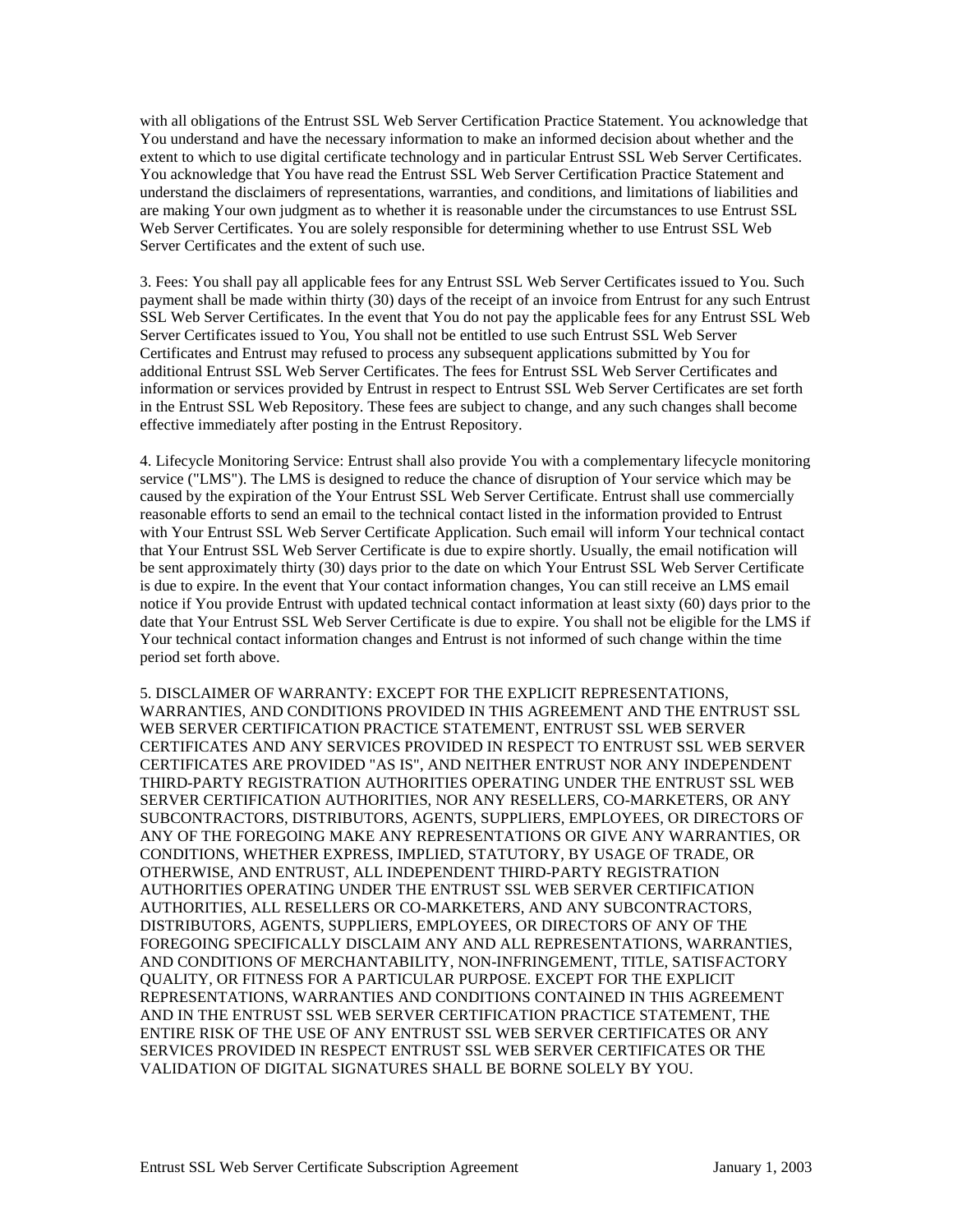with all obligations of the Entrust SSL Web Server Certification Practice Statement. You acknowledge that You understand and have the necessary information to make an informed decision about whether and the extent to which to use digital certificate technology and in particular Entrust SSL Web Server Certificates. You acknowledge that You have read the Entrust SSL Web Server Certification Practice Statement and understand the disclaimers of representations, warranties, and conditions, and limitations of liabilities and are making Your own judgment as to whether it is reasonable under the circumstances to use Entrust SSL Web Server Certificates. You are solely responsible for determining whether to use Entrust SSL Web Server Certificates and the extent of such use.

3. Fees: You shall pay all applicable fees for any Entrust SSL Web Server Certificates issued to You. Such payment shall be made within thirty (30) days of the receipt of an invoice from Entrust for any such Entrust SSL Web Server Certificates. In the event that You do not pay the applicable fees for any Entrust SSL Web Server Certificates issued to You, You shall not be entitled to use such Entrust SSL Web Server Certificates and Entrust may refused to process any subsequent applications submitted by You for additional Entrust SSL Web Server Certificates. The fees for Entrust SSL Web Server Certificates and information or services provided by Entrust in respect to Entrust SSL Web Server Certificates are set forth in the Entrust SSL Web Repository. These fees are subject to change, and any such changes shall become effective immediately after posting in the Entrust Repository.

4. Lifecycle Monitoring Service: Entrust shall also provide You with a complementary lifecycle monitoring service ("LMS"). The LMS is designed to reduce the chance of disruption of Your service which may be caused by the expiration of the Your Entrust SSL Web Server Certificate. Entrust shall use commercially reasonable efforts to send an email to the technical contact listed in the information provided to Entrust with Your Entrust SSL Web Server Certificate Application. Such email will inform Your technical contact that Your Entrust SSL Web Server Certificate is due to expire shortly. Usually, the email notification will be sent approximately thirty (30) days prior to the date on which Your Entrust SSL Web Server Certificate is due to expire. In the event that Your contact information changes, You can still receive an LMS email notice if You provide Entrust with updated technical contact information at least sixty (60) days prior to the date that Your Entrust SSL Web Server Certificate is due to expire. You shall not be eligible for the LMS if Your technical contact information changes and Entrust is not informed of such change within the time period set forth above.

5. DISCLAIMER OF WARRANTY: EXCEPT FOR THE EXPLICIT REPRESENTATIONS, WARRANTIES, AND CONDITIONS PROVIDED IN THIS AGREEMENT AND THE ENTRUST SSL WEB SERVER CERTIFICATION PRACTICE STATEMENT, ENTRUST SSL WEB SERVER CERTIFICATES AND ANY SERVICES PROVIDED IN RESPECT TO ENTRUST SSL WEB SERVER CERTIFICATES ARE PROVIDED "AS IS", AND NEITHER ENTRUST NOR ANY INDEPENDENT THIRD-PARTY REGISTRATION AUTHORITIES OPERATING UNDER THE ENTRUST SSL WEB SERVER CERTIFICATION AUTHORITIES, NOR ANY RESELLERS, CO-MARKETERS, OR ANY SUBCONTRACTORS, DISTRIBUTORS, AGENTS, SUPPLIERS, EMPLOYEES, OR DIRECTORS OF ANY OF THE FOREGOING MAKE ANY REPRESENTATIONS OR GIVE ANY WARRANTIES, OR CONDITIONS, WHETHER EXPRESS, IMPLIED, STATUTORY, BY USAGE OF TRADE, OR OTHERWISE, AND ENTRUST, ALL INDEPENDENT THIRD-PARTY REGISTRATION AUTHORITIES OPERATING UNDER THE ENTRUST SSL WEB SERVER CERTIFICATION AUTHORITIES, ALL RESELLERS OR CO-MARKETERS, AND ANY SUBCONTRACTORS, DISTRIBUTORS, AGENTS, SUPPLIERS, EMPLOYEES, OR DIRECTORS OF ANY OF THE FOREGOING SPECIFICALLY DISCLAIM ANY AND ALL REPRESENTATIONS, WARRANTIES, AND CONDITIONS OF MERCHANTABILITY, NON-INFRINGEMENT, TITLE, SATISFACTORY QUALITY, OR FITNESS FOR A PARTICULAR PURPOSE. EXCEPT FOR THE EXPLICIT REPRESENTATIONS, WARRANTIES AND CONDITIONS CONTAINED IN THIS AGREEMENT AND IN THE ENTRUST SSL WEB SERVER CERTIFICATION PRACTICE STATEMENT, THE ENTIRE RISK OF THE USE OF ANY ENTRUST SSL WEB SERVER CERTIFICATES OR ANY SERVICES PROVIDED IN RESPECT ENTRUST SSL WEB SERVER CERTIFICATES OR THE VALIDATION OF DIGITAL SIGNATURES SHALL BE BORNE SOLELY BY YOU.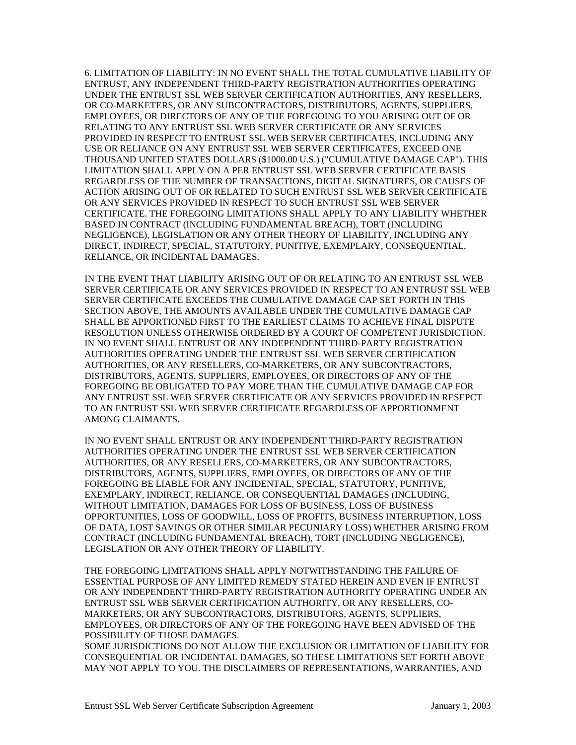6. LIMITATION OF LIABILITY: IN NO EVENT SHALL THE TOTAL CUMULATIVE LIABILITY OF ENTRUST, ANY INDEPENDENT THIRD-PARTY REGISTRATION AUTHORITIES OPERATING UNDER THE ENTRUST SSL WEB SERVER CERTIFICATION AUTHORITIES, ANY RESELLERS, OR CO-MARKETERS, OR ANY SUBCONTRACTORS, DISTRIBUTORS, AGENTS, SUPPLIERS, EMPLOYEES, OR DIRECTORS OF ANY OF THE FOREGOING TO YOU ARISING OUT OF OR RELATING TO ANY ENTRUST SSL WEB SERVER CERTIFICATE OR ANY SERVICES PROVIDED IN RESPECT TO ENTRUST SSL WEB SERVER CERTIFICATES, INCLUDING ANY USE OR RELIANCE ON ANY ENTRUST SSL WEB SERVER CERTIFICATES, EXCEED ONE THOUSAND UNITED STATES DOLLARS ($1000.00 U.S.) ("CUMULATIVE DAMAGE CAP"). THIS LIMITATION SHALL APPLY ON A PER ENTRUST SSL WEB SERVER CERTIFICATE BASIS REGARDLESS OF THE NUMBER OF TRANSACTIONS, DIGITAL SIGNATURES, OR CAUSES OF ACTION ARISING OUT OF OR RELATED TO SUCH ENTRUST SSL WEB SERVER CERTIFICATE OR ANY SERVICES PROVIDED IN RESPECT TO SUCH ENTRUST SSL WEB SERVER CERTIFICATE. THE FOREGOING LIMITATIONS SHALL APPLY TO ANY LIABILITY WHETHER BASED IN CONTRACT (INCLUDING FUNDAMENTAL BREACH), TORT (INCLUDING NEGLIGENCE), LEGISLATION OR ANY OTHER THEORY OF LIABILITY, INCLUDING ANY DIRECT, INDIRECT, SPECIAL, STATUTORY, PUNITIVE, EXEMPLARY, CONSEQUENTIAL, RELIANCE, OR INCIDENTAL DAMAGES.

IN THE EVENT THAT LIABILITY ARISING OUT OF OR RELATING TO AN ENTRUST SSL WEB SERVER CERTIFICATE OR ANY SERVICES PROVIDED IN RESPECT TO AN ENTRUST SSL WEB SERVER CERTIFICATE EXCEEDS THE CUMULATIVE DAMAGE CAP SET FORTH IN THIS SECTION ABOVE, THE AMOUNTS AVAILABLE UNDER THE CUMULATIVE DAMAGE CAP SHALL BE APPORTIONED FIRST TO THE EARLIEST CLAIMS TO ACHIEVE FINAL DISPUTE RESOLUTION UNLESS OTHERWISE ORDERED BY A COURT OF COMPETENT JURISDICTION. IN NO EVENT SHALL ENTRUST OR ANY INDEPENDENT THIRD-PARTY REGISTRATION AUTHORITIES OPERATING UNDER THE ENTRUST SSL WEB SERVER CERTIFICATION AUTHORITIES, OR ANY RESELLERS, CO-MARKETERS, OR ANY SUBCONTRACTORS, DISTRIBUTORS, AGENTS, SUPPLIERS, EMPLOYEES, OR DIRECTORS OF ANY OF THE FOREGOING BE OBLIGATED TO PAY MORE THAN THE CUMULATIVE DAMAGE CAP FOR ANY ENTRUST SSL WEB SERVER CERTIFICATE OR ANY SERVICES PROVIDED IN RESEPCT TO AN ENTRUST SSL WEB SERVER CERTIFICATE REGARDLESS OF APPORTIONMENT AMONG CLAIMANTS.

IN NO EVENT SHALL ENTRUST OR ANY INDEPENDENT THIRD-PARTY REGISTRATION AUTHORITIES OPERATING UNDER THE ENTRUST SSL WEB SERVER CERTIFICATION AUTHORITIES, OR ANY RESELLERS, CO-MARKETERS, OR ANY SUBCONTRACTORS, DISTRIBUTORS, AGENTS, SUPPLIERS, EMPLOYEES, OR DIRECTORS OF ANY OF THE FOREGOING BE LIABLE FOR ANY INCIDENTAL, SPECIAL, STATUTORY, PUNITIVE, EXEMPLARY, INDIRECT, RELIANCE, OR CONSEQUENTIAL DAMAGES (INCLUDING, WITHOUT LIMITATION, DAMAGES FOR LOSS OF BUSINESS, LOSS OF BUSINESS OPPORTUNITIES, LOSS OF GOODWILL, LOSS OF PROFITS, BUSINESS INTERRUPTION, LOSS OF DATA, LOST SAVINGS OR OTHER SIMILAR PECUNIARY LOSS) WHETHER ARISING FROM CONTRACT (INCLUDING FUNDAMENTAL BREACH), TORT (INCLUDING NEGLIGENCE), LEGISLATION OR ANY OTHER THEORY OF LIABILITY.

THE FOREGOING LIMITATIONS SHALL APPLY NOTWITHSTANDING THE FAILURE OF ESSENTIAL PURPOSE OF ANY LIMITED REMEDY STATED HEREIN AND EVEN IF ENTRUST OR ANY INDEPENDENT THIRD-PARTY REGISTRATION AUTHORITY OPERATING UNDER AN ENTRUST SSL WEB SERVER CERTIFICATION AUTHORITY, OR ANY RESELLERS, CO-MARKETERS, OR ANY SUBCONTRACTORS, DISTRIBUTORS, AGENTS, SUPPLIERS, EMPLOYEES, OR DIRECTORS OF ANY OF THE FOREGOING HAVE BEEN ADVISED OF THE POSSIBILITY OF THOSE DAMAGES.

SOME JURISDICTIONS DO NOT ALLOW THE EXCLUSION OR LIMITATION OF LIABILITY FOR CONSEQUENTIAL OR INCIDENTAL DAMAGES, SO THESE LIMITATIONS SET FORTH ABOVE MAY NOT APPLY TO YOU. THE DISCLAIMERS OF REPRESENTATIONS, WARRANTIES, AND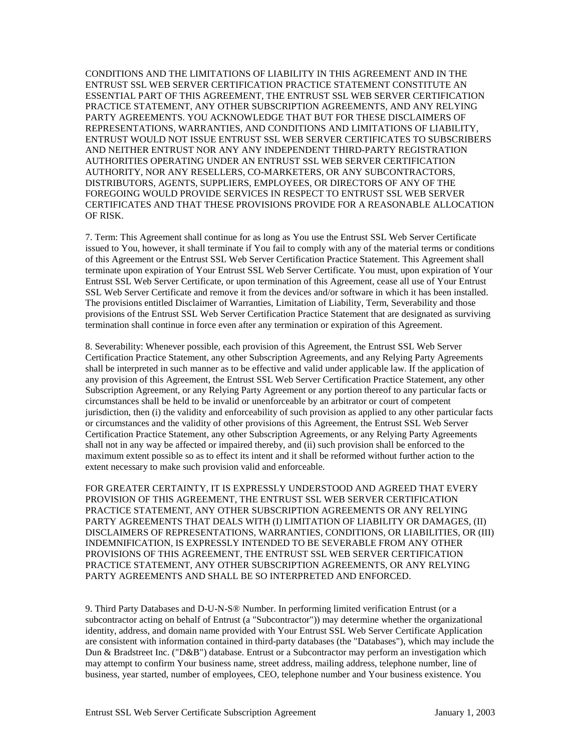CONDITIONS AND THE LIMITATIONS OF LIABILITY IN THIS AGREEMENT AND IN THE ENTRUST SSL WEB SERVER CERTIFICATION PRACTICE STATEMENT CONSTITUTE AN ESSENTIAL PART OF THIS AGREEMENT, THE ENTRUST SSL WEB SERVER CERTIFICATION PRACTICE STATEMENT, ANY OTHER SUBSCRIPTION AGREEMENTS, AND ANY RELYING PARTY AGREEMENTS. YOU ACKNOWLEDGE THAT BUT FOR THESE DISCLAIMERS OF REPRESENTATIONS, WARRANTIES, AND CONDITIONS AND LIMITATIONS OF LIABILITY, ENTRUST WOULD NOT ISSUE ENTRUST SSL WEB SERVER CERTIFICATES TO SUBSCRIBERS AND NEITHER ENTRUST NOR ANY ANY INDEPENDENT THIRD-PARTY REGISTRATION AUTHORITIES OPERATING UNDER AN ENTRUST SSL WEB SERVER CERTIFICATION AUTHORITY, NOR ANY RESELLERS, CO-MARKETERS, OR ANY SUBCONTRACTORS, DISTRIBUTORS, AGENTS, SUPPLIERS, EMPLOYEES, OR DIRECTORS OF ANY OF THE FOREGOING WOULD PROVIDE SERVICES IN RESPECT TO ENTRUST SSL WEB SERVER CERTIFICATES AND THAT THESE PROVISIONS PROVIDE FOR A REASONABLE ALLOCATION OF RISK.

7. Term: This Agreement shall continue for as long as You use the Entrust SSL Web Server Certificate issued to You, however, it shall terminate if You fail to comply with any of the material terms or conditions of this Agreement or the Entrust SSL Web Server Certification Practice Statement. This Agreement shall terminate upon expiration of Your Entrust SSL Web Server Certificate. You must, upon expiration of Your Entrust SSL Web Server Certificate, or upon termination of this Agreement, cease all use of Your Entrust SSL Web Server Certificate and remove it from the devices and/or software in which it has been installed. The provisions entitled Disclaimer of Warranties, Limitation of Liability, Term, Severability and those provisions of the Entrust SSL Web Server Certification Practice Statement that are designated as surviving termination shall continue in force even after any termination or expiration of this Agreement.

8. Severability: Whenever possible, each provision of this Agreement, the Entrust SSL Web Server Certification Practice Statement, any other Subscription Agreements, and any Relying Party Agreements shall be interpreted in such manner as to be effective and valid under applicable law. If the application of any provision of this Agreement, the Entrust SSL Web Server Certification Practice Statement, any other Subscription Agreement, or any Relying Party Agreement or any portion thereof to any particular facts or circumstances shall be held to be invalid or unenforceable by an arbitrator or court of competent jurisdiction, then (i) the validity and enforceability of such provision as applied to any other particular facts or circumstances and the validity of other provisions of this Agreement, the Entrust SSL Web Server Certification Practice Statement, any other Subscription Agreements, or any Relying Party Agreements shall not in any way be affected or impaired thereby, and (ii) such provision shall be enforced to the maximum extent possible so as to effect its intent and it shall be reformed without further action to the extent necessary to make such provision valid and enforceable.

FOR GREATER CERTAINTY, IT IS EXPRESSLY UNDERSTOOD AND AGREED THAT EVERY PROVISION OF THIS AGREEMENT, THE ENTRUST SSL WEB SERVER CERTIFICATION PRACTICE STATEMENT, ANY OTHER SUBSCRIPTION AGREEMENTS OR ANY RELYING PARTY AGREEMENTS THAT DEALS WITH (I) LIMITATION OF LIABILITY OR DAMAGES, (II) DISCLAIMERS OF REPRESENTATIONS, WARRANTIES, CONDITIONS, OR LIABILITIES, OR (III) INDEMNIFICATION, IS EXPRESSLY INTENDED TO BE SEVERABLE FROM ANY OTHER PROVISIONS OF THIS AGREEMENT, THE ENTRUST SSL WEB SERVER CERTIFICATION PRACTICE STATEMENT, ANY OTHER SUBSCRIPTION AGREEMENTS, OR ANY RELYING PARTY AGREEMENTS AND SHALL BE SO INTERPRETED AND ENFORCED.

9. Third Party Databases and D-U-N-S® Number. In performing limited verification Entrust (or a subcontractor acting on behalf of Entrust (a "Subcontractor")) may determine whether the organizational identity, address, and domain name provided with Your Entrust SSL Web Server Certificate Application are consistent with information contained in third-party databases (the "Databases"), which may include the Dun & Bradstreet Inc. ("D&B") database. Entrust or a Subcontractor may perform an investigation which may attempt to confirm Your business name, street address, mailing address, telephone number, line of business, year started, number of employees, CEO, telephone number and Your business existence. You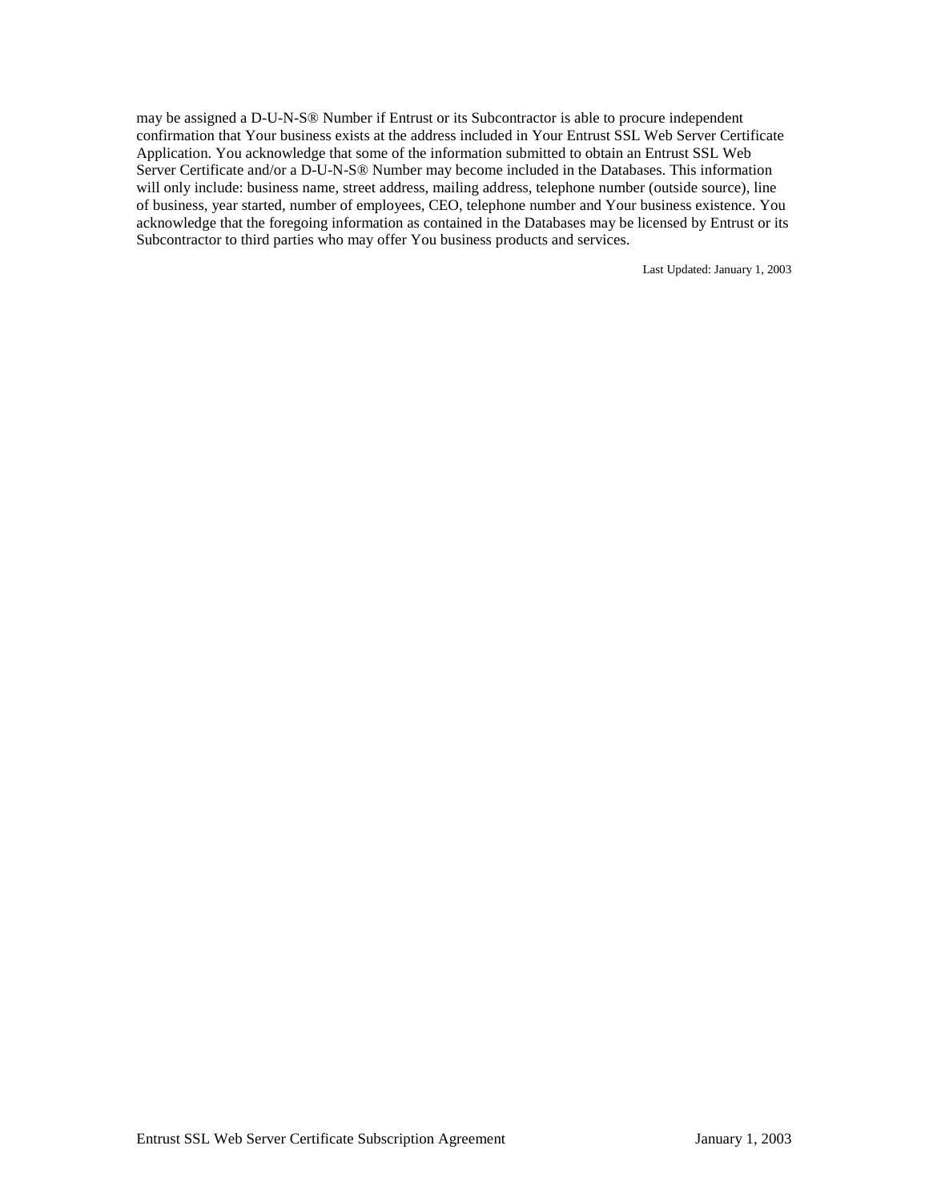may be assigned a D-U-N-S® Number if Entrust or its Subcontractor is able to procure independent confirmation that Your business exists at the address included in Your Entrust SSL Web Server Certificate Application. You acknowledge that some of the information submitted to obtain an Entrust SSL Web Server Certificate and/or a D-U-N-S® Number may become included in the Databases. This information will only include: business name, street address, mailing address, telephone number (outside source), line of business, year started, number of employees, CEO, telephone number and Your business existence. You acknowledge that the foregoing information as contained in the Databases may be licensed by Entrust or its Subcontractor to third parties who may offer You business products and services.

Last Updated: January 1, 2003